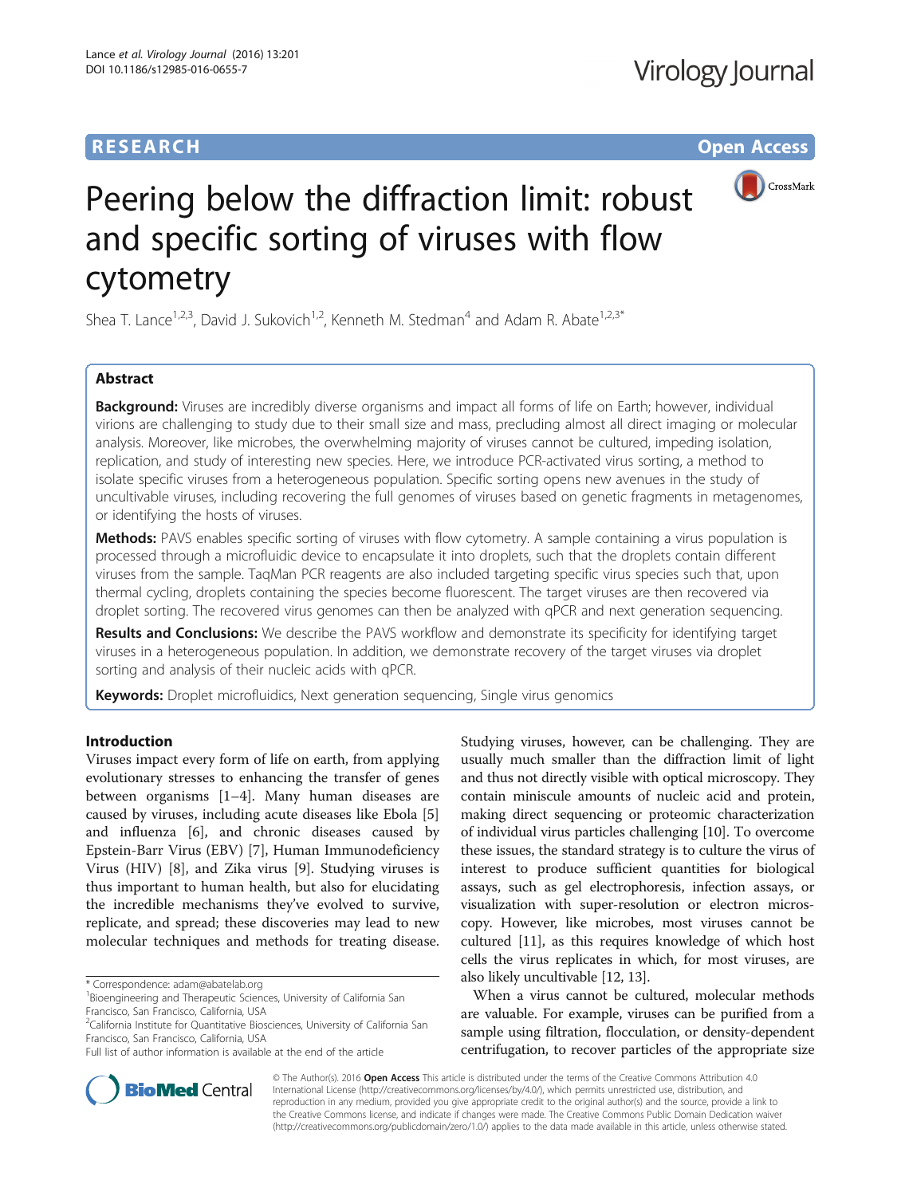RESEARCH Open Access

# Peering below the diffraction limit: robust and specific sorting of viruses with flow cytometry

Shea T. Lance[1,2,3], David J. Sukovich[1,2], Kenneth M. Stedman[4] and Adam R. Abate[1,2,3*]

## Abstract

**Background:** Viruses are incredibly diverse organisms and impact all forms of life on Earth; however, individual virions are challenging to study due to their small size and mass, precluding almost all direct imaging or molecular analysis. Moreover, like microbes, the overwhelming majority of viruses cannot be cultured, impeding isolation, replication, and study of interesting new species. Here, we introduce PCR-activated virus sorting, a method to isolate specific viruses from a heterogeneous population. Specific sorting opens new avenues in the study of uncultivable viruses, including recovering the full genomes of viruses based on genetic fragments in metagenomes, or identifying the hosts of viruses.

**Methods:** PAVS enables specific sorting of viruses with flow cytometry. A sample containing a virus population is processed through a microfluidic device to encapsulate it into droplets, such that the droplets contain different viruses from the sample. TaqMan PCR reagents are also included targeting specific virus species such that, upon thermal cycling, droplets containing the species become fluorescent. The target viruses are then recovered via droplet sorting. The recovered virus genomes can then be analyzed with qPCR and next generation sequencing.

**Results and Conclusions:** We describe the PAVS workflow and demonstrate its specificity for identifying target viruses in a heterogeneous population. In addition, we demonstrate recovery of the target viruses via droplet sorting and analysis of their nucleic acids with qPCR.

**Keywords:** Droplet microfluidics, Next generation sequencing, Single virus genomics

## Introduction

Viruses impact every form of life on earth, from applying evolutionary stresses to enhancing the transfer of genes between organisms [1–4]. Many human diseases are caused by viruses, including acute diseases like Ebola [5] and influenza [6], and chronic diseases caused by Epstein-Barr Virus (EBV) [7], Human Immunodeficiency Virus (HIV) [8], and Zika virus [9]. Studying viruses is thus important to human health, but also for elucidating the incredible mechanisms they've evolved to survive, replicate, and spread; these discoveries may lead to new molecular techniques and methods for treating disease.

Studying viruses, however, can be challenging. They are usually much smaller than the diffraction limit of light and thus not directly visible with optical microscopy. They contain miniscule amounts of nucleic acid and protein, making direct sequencing or proteomic characterization of individual virus particles challenging [10]. To overcome these issues, the standard strategy is to culture the virus of interest to produce sufficient quantities for biological assays, such as gel electrophoresis, infection assays, or visualization with super-resolution or electron microscopy. However, like microbes, most viruses cannot be cultured [11], as this requires knowledge of which host cells the virus replicates in which, for most viruses, are also likely uncultivable [12, 13].

When a virus cannot be cultured, molecular methods are valuable. For example, viruses can be purified from a sample using filtration, flocculation, or density-dependent centrifugation, to recover particles of the appropriate size

\* Correspondence: adam@abatelab.org
[1]Bioengineering and Therapeutic Sciences, University of California San Francisco, San Francisco, California, USA
[2]California Institute for Quantitative Biosciences, University of California San Francisco, San Francisco, California, USA
Full list of author information is available at the end of the article

© The Author(s). 2016 **Open Access** This article is distributed under the terms of the Creative Commons Attribution 4.0 International License (http://creativecommons.org/licenses/by/4.0/), which permits unrestricted use, distribution, and reproduction in any medium, provided you give appropriate credit to the original author(s) and the source, provide a link to the Creative Commons license, and indicate if changes were made. The Creative Commons Public Domain Dedication waiver (http://creativecommons.org/publicdomain/zero/1.0/) applies to the data made available in this article, unless otherwise stated.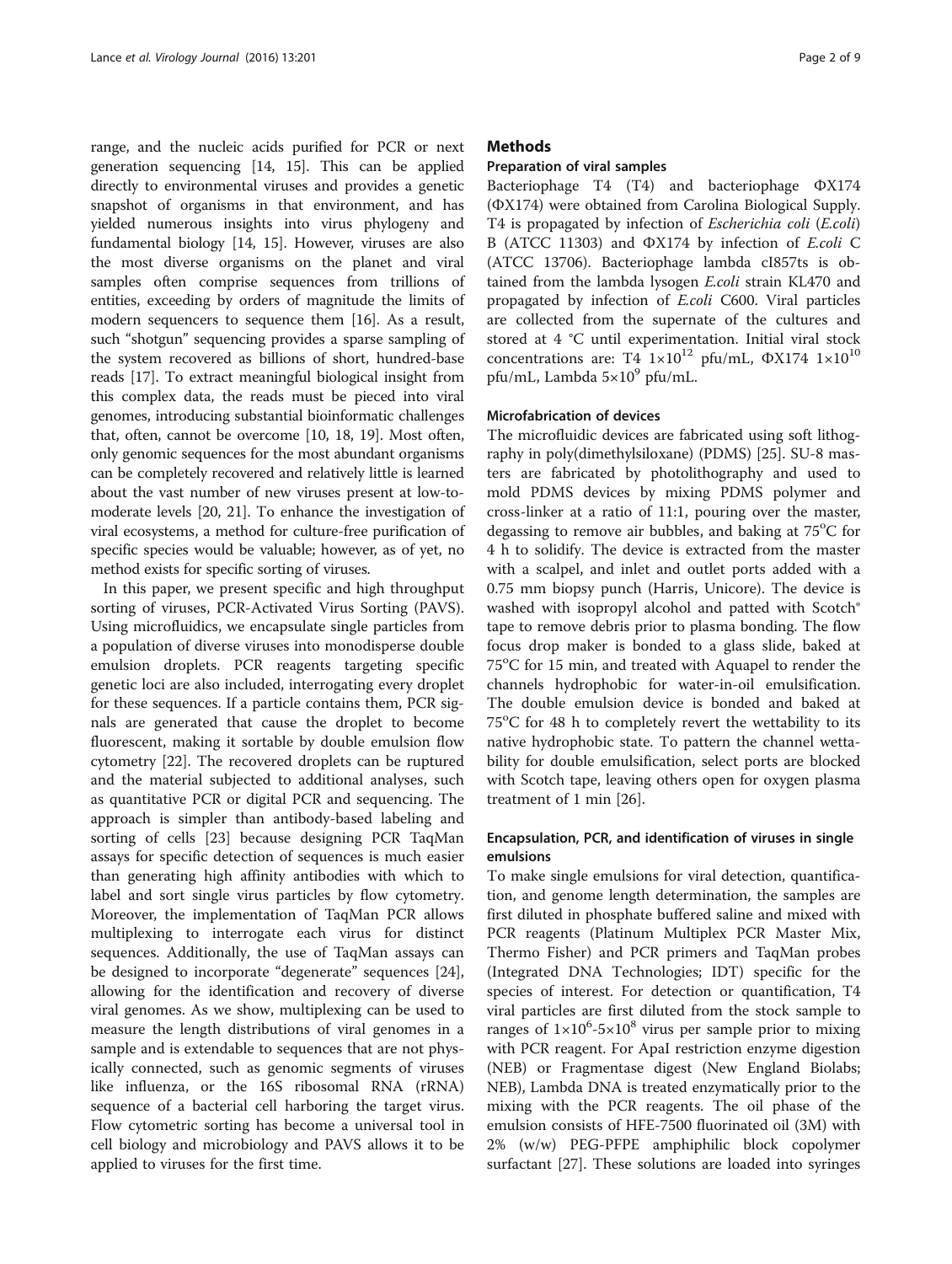range, and the nucleic acids purified for PCR or next generation sequencing [14, 15]. This can be applied directly to environmental viruses and provides a genetic snapshot of organisms in that environment, and has yielded numerous insights into virus phylogeny and fundamental biology [14, 15]. However, viruses are also the most diverse organisms on the planet and viral samples often comprise sequences from trillions of entities, exceeding by orders of magnitude the limits of modern sequencers to sequence them [16]. As a result, such "shotgun" sequencing provides a sparse sampling of the system recovered as billions of short, hundred-base reads [17]. To extract meaningful biological insight from this complex data, the reads must be pieced into viral genomes, introducing substantial bioinformatic challenges that, often, cannot be overcome [10, 18, 19]. Most often, only genomic sequences for the most abundant organisms can be completely recovered and relatively little is learned about the vast number of new viruses present at low-to-moderate levels [20, 21]. To enhance the investigation of viral ecosystems, a method for culture-free purification of specific species would be valuable; however, as of yet, no method exists for specific sorting of viruses.

In this paper, we present specific and high throughput sorting of viruses, PCR-Activated Virus Sorting (PAVS). Using microfluidics, we encapsulate single particles from a population of diverse viruses into monodisperse double emulsion droplets. PCR reagents targeting specific genetic loci are also included, interrogating every droplet for these sequences. If a particle contains them, PCR signals are generated that cause the droplet to become fluorescent, making it sortable by double emulsion flow cytometry [22]. The recovered droplets can be ruptured and the material subjected to additional analyses, such as quantitative PCR or digital PCR and sequencing. The approach is simpler than antibody-based labeling and sorting of cells [23] because designing PCR TaqMan assays for specific detection of sequences is much easier than generating high affinity antibodies with which to label and sort single virus particles by flow cytometry. Moreover, the implementation of TaqMan PCR allows multiplexing to interrogate each virus for distinct sequences. Additionally, the use of TaqMan assays can be designed to incorporate "degenerate" sequences [24], allowing for the identification and recovery of diverse viral genomes. As we show, multiplexing can be used to measure the length distributions of viral genomes in a sample and is extendable to sequences that are not physically connected, such as genomic segments of viruses like influenza, or the 16S ribosomal RNA (rRNA) sequence of a bacterial cell harboring the target virus. Flow cytometric sorting has become a universal tool in cell biology and microbiology and PAVS allows it to be applied to viruses for the first time.

## Methods

### Preparation of viral samples

Bacteriophage T4 (T4) and bacteriophage ΦX174 (ΦX174) were obtained from Carolina Biological Supply. T4 is propagated by infection of *Escherichia coli* (*E.coli*) B (ATCC 11303) and ΦX174 by infection of *E.coli* C (ATCC 13706). Bacteriophage lambda cI857ts is obtained from the lambda lysogen *E.coli* strain KL470 and propagated by infection of *E.coli* C600. Viral particles are collected from the supernate of the cultures and stored at 4 °C until experimentation. Initial viral stock concentrations are: T4 $1\times10^{12}$ pfu/mL, ΦX174 $1\times10^{10}$ pfu/mL, Lambda $5\times10^{9}$ pfu/mL.

### Microfabrication of devices

The microfluidic devices are fabricated using soft lithography in poly(dimethylsiloxane) (PDMS) [25]. SU-8 masters are fabricated by photolithography and used to mold PDMS devices by mixing PDMS polymer and cross-linker at a ratio of 11:1, pouring over the master, degassing to remove air bubbles, and baking at 75°C for 4 h to solidify. The device is extracted from the master with a scalpel, and inlet and outlet ports added with a 0.75 mm biopsy punch (Harris, Unicore). The device is washed with isopropyl alcohol and patted with Scotch® tape to remove debris prior to plasma bonding. The flow focus drop maker is bonded to a glass slide, baked at 75°C for 15 min, and treated with Aquapel to render the channels hydrophobic for water-in-oil emulsification. The double emulsion device is bonded and baked at 75°C for 48 h to completely revert the wettability to its native hydrophobic state. To pattern the channel wettability for double emulsification, select ports are blocked with Scotch tape, leaving others open for oxygen plasma treatment of 1 min [26].

### Encapsulation, PCR, and identification of viruses in single emulsions

To make single emulsions for viral detection, quantification, and genome length determination, the samples are first diluted in phosphate buffered saline and mixed with PCR reagents (Platinum Multiplex PCR Master Mix, Thermo Fisher) and PCR primers and TaqMan probes (Integrated DNA Technologies; IDT) specific for the species of interest. For detection or quantification, T4 viral particles are first diluted from the stock sample to ranges of $1\times10^{6}$-$5\times10^{8}$ virus per sample prior to mixing with PCR reagent. For ApaI restriction enzyme digestion (NEB) or Fragmentase digest (New England Biolabs; NEB), Lambda DNA is treated enzymatically prior to the mixing with the PCR reagents. The oil phase of the emulsion consists of HFE-7500 fluorinated oil (3M) with 2% (w/w) PEG-PFPE amphiphilic block copolymer surfactant [27]. These solutions are loaded into syringes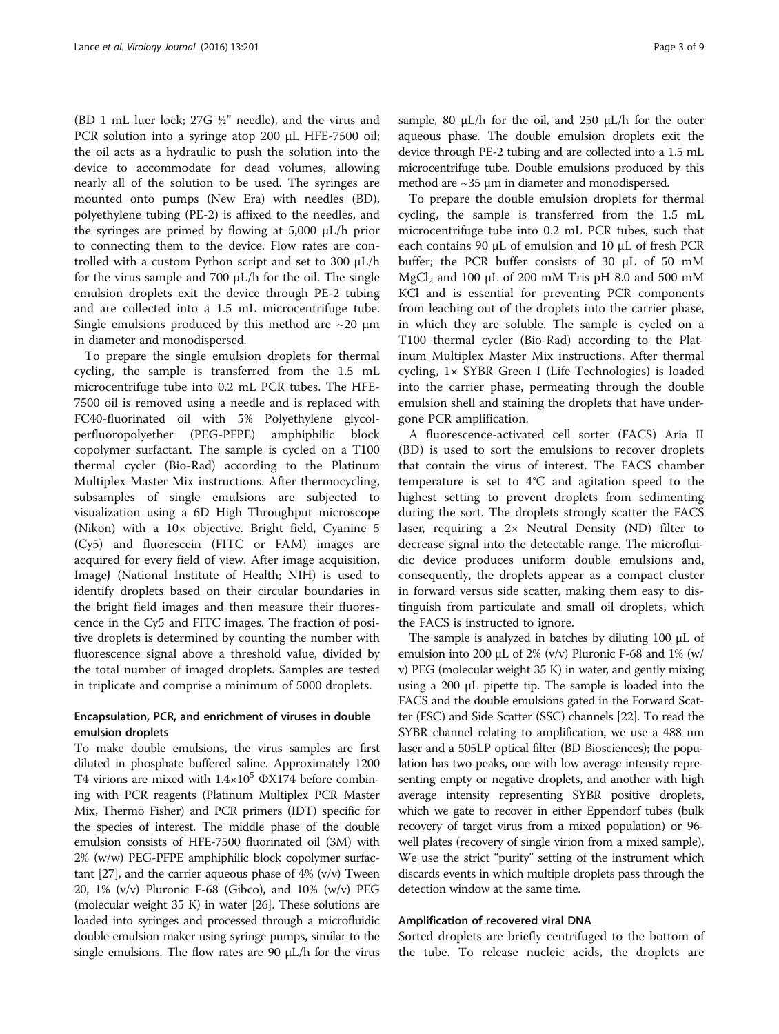(BD 1 mL luer lock; 27G ½" needle), and the virus and PCR solution into a syringe atop 200 μL HFE-7500 oil; the oil acts as a hydraulic to push the solution into the device to accommodate for dead volumes, allowing nearly all of the solution to be used. The syringes are mounted onto pumps (New Era) with needles (BD), polyethylene tubing (PE-2) is affixed to the needles, and the syringes are primed by flowing at 5,000 μL/h prior to connecting them to the device. Flow rates are controlled with a custom Python script and set to 300 μL/h for the virus sample and 700 μL/h for the oil. The single emulsion droplets exit the device through PE-2 tubing and are collected into a 1.5 mL microcentrifuge tube. Single emulsions produced by this method are ~20 μm in diameter and monodispersed.

To prepare the single emulsion droplets for thermal cycling, the sample is transferred from the 1.5 mL microcentrifuge tube into 0.2 mL PCR tubes. The HFE-7500 oil is removed using a needle and is replaced with FC40-fluorinated oil with 5% Polyethylene glycol-perfluoropolyether (PEG-PFPE) amphiphilic block copolymer surfactant. The sample is cycled on a T100 thermal cycler (Bio-Rad) according to the Platinum Multiplex Master Mix instructions. After thermocycling, subsamples of single emulsions are subjected to visualization using a 6D High Throughput microscope (Nikon) with a 10× objective. Bright field, Cyanine 5 (Cy5) and fluorescein (FITC or FAM) images are acquired for every field of view. After image acquisition, ImageJ (National Institute of Health; NIH) is used to identify droplets based on their circular boundaries in the bright field images and then measure their fluorescence in the Cy5 and FITC images. The fraction of positive droplets is determined by counting the number with fluorescence signal above a threshold value, divided by the total number of imaged droplets. Samples are tested in triplicate and comprise a minimum of 5000 droplets.

### Encapsulation, PCR, and enrichment of viruses in double emulsion droplets

To make double emulsions, the virus samples are first diluted in phosphate buffered saline. Approximately 1200 T4 virions are mixed with $1.4\times10^5$ ΦX174 before combining with PCR reagents (Platinum Multiplex PCR Master Mix, Thermo Fisher) and PCR primers (IDT) specific for the species of interest. The middle phase of the double emulsion consists of HFE-7500 fluorinated oil (3M) with 2% (w/w) PEG-PFPE amphiphilic block copolymer surfactant [27], and the carrier aqueous phase of 4% (v/v) Tween 20, 1% (v/v) Pluronic F-68 (Gibco), and 10% (w/v) PEG (molecular weight 35 K) in water [26]. These solutions are loaded into syringes and processed through a microfluidic double emulsion maker using syringe pumps, similar to the single emulsions. The flow rates are 90 μL/h for the virus sample, 80 μL/h for the oil, and 250 μL/h for the outer aqueous phase. The double emulsion droplets exit the device through PE-2 tubing and are collected into a 1.5 mL microcentrifuge tube. Double emulsions produced by this method are ~35 μm in diameter and monodispersed.

To prepare the double emulsion droplets for thermal cycling, the sample is transferred from the 1.5 mL microcentrifuge tube into 0.2 mL PCR tubes, such that each contains 90 μL of emulsion and 10 μL of fresh PCR buffer; the PCR buffer consists of 30 μL of 50 mM $MgCl_2$ and 100 μL of 200 mM Tris pH 8.0 and 500 mM KCl and is essential for preventing PCR components from leaching out of the droplets into the carrier phase, in which they are soluble. The sample is cycled on a T100 thermal cycler (Bio-Rad) according to the Platinum Multiplex Master Mix instructions. After thermal cycling, 1× SYBR Green I (Life Technologies) is loaded into the carrier phase, permeating through the double emulsion shell and staining the droplets that have undergone PCR amplification.

A fluorescence-activated cell sorter (FACS) Aria II (BD) is used to sort the emulsions to recover droplets that contain the virus of interest. The FACS chamber temperature is set to 4°C and agitation speed to the highest setting to prevent droplets from sedimenting during the sort. The droplets strongly scatter the FACS laser, requiring a 2× Neutral Density (ND) filter to decrease signal into the detectable range. The microfluidic device produces uniform double emulsions and, consequently, the droplets appear as a compact cluster in forward versus side scatter, making them easy to distinguish from particulate and small oil droplets, which the FACS is instructed to ignore.

The sample is analyzed in batches by diluting 100 μL of emulsion into 200 μL of 2% (v/v) Pluronic F-68 and 1% (w/v) PEG (molecular weight 35 K) in water, and gently mixing using a 200 μL pipette tip. The sample is loaded into the FACS and the double emulsions gated in the Forward Scatter (FSC) and Side Scatter (SSC) channels [22]. To read the SYBR channel relating to amplification, we use a 488 nm laser and a 505LP optical filter (BD Biosciences); the population has two peaks, one with low average intensity representing empty or negative droplets, and another with high average intensity representing SYBR positive droplets, which we gate to recover in either Eppendorf tubes (bulk recovery of target virus from a mixed population) or 96-well plates (recovery of single virion from a mixed sample). We use the strict "purity" setting of the instrument which discards events in which multiple droplets pass through the detection window at the same time.

### Amplification of recovered viral DNA

Sorted droplets are briefly centrifuged to the bottom of the tube. To release nucleic acids, the droplets are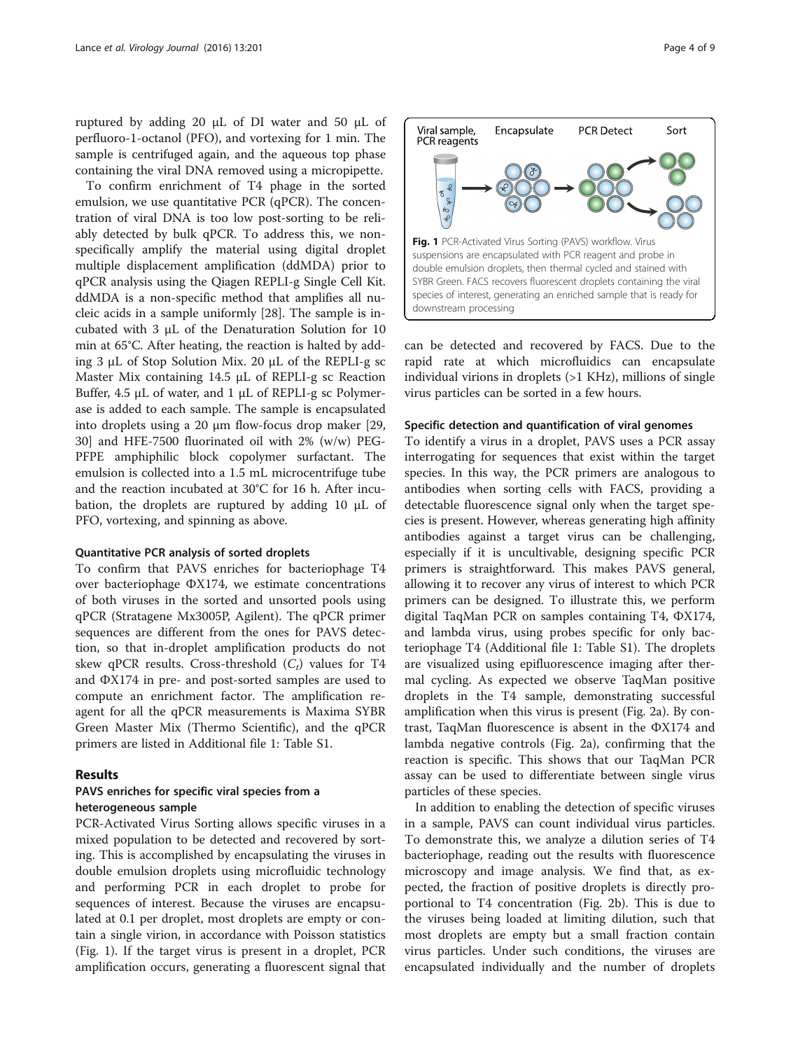ruptured by adding 20 μL of DI water and 50 μL of perfluoro-1-octanol (PFO), and vortexing for 1 min. The sample is centrifuged again, and the aqueous top phase containing the viral DNA removed using a micropipette.

To confirm enrichment of T4 phage in the sorted emulsion, we use quantitative PCR (qPCR). The concentration of viral DNA is too low post-sorting to be reliably detected by bulk qPCR. To address this, we non-specifically amplify the material using digital droplet multiple displacement amplification (ddMDA) prior to qPCR analysis using the Qiagen REPLI-g Single Cell Kit. ddMDA is a non-specific method that amplifies all nucleic acids in a sample uniformly [28]. The sample is incubated with 3 μL of the Denaturation Solution for 10 min at 65°C. After heating, the reaction is halted by adding 3 μL of Stop Solution Mix. 20 μL of the REPLI-g sc Master Mix containing 14.5 μL of REPLI-g sc Reaction Buffer, 4.5 μL of water, and 1 μL of REPLI-g sc Polymerase is added to each sample. The sample is encapsulated into droplets using a 20 μm flow-focus drop maker [29, 30] and HFE-7500 fluorinated oil with 2% (w/w) PEG-PFPE amphiphilic block copolymer surfactant. The emulsion is collected into a 1.5 mL microcentrifuge tube and the reaction incubated at 30°C for 16 h. After incubation, the droplets are ruptured by adding 10 μL of PFO, vortexing, and spinning as above.

### Quantitative PCR analysis of sorted droplets

To confirm that PAVS enriches for bacteriophage T4 over bacteriophage ΦX174, we estimate concentrations of both viruses in the sorted and unsorted pools using qPCR (Stratagene Mx3005P, Agilent). The qPCR primer sequences are different from the ones for PAVS detection, so that in-droplet amplification products do not skew qPCR results. Cross-threshold ($C_t$) values for T4 and ΦX174 in pre- and post-sorted samples are used to compute an enrichment factor. The amplification reagent for all the qPCR measurements is Maxima SYBR Green Master Mix (Thermo Scientific), and the qPCR primers are listed in Additional file 1: Table S1.

## Results

### PAVS enriches for specific viral species from a heterogeneous sample

PCR-Activated Virus Sorting allows specific viruses in a mixed population to be detected and recovered by sorting. This is accomplished by encapsulating the viruses in double emulsion droplets using microfluidic technology and performing PCR in each droplet to probe for sequences of interest. Because the viruses are encapsulated at 0.1 per droplet, most droplets are empty or contain a single virion, in accordance with Poisson statistics (Fig. 1). If the target virus is present in a droplet, PCR amplification occurs, generating a fluorescent signal that can be detected and recovered by FACS. Due to the rapid rate at which microfluidics can encapsulate individual virions in droplets (>1 KHz), millions of single virus particles can be sorted in a few hours.

**Fig. 1** PCR-Activated Virus Sorting (PAVS) workflow. Virus suspensions are encapsulated with PCR reagent and probe in double emulsion droplets, then thermal cycled and stained with SYBR Green. FACS recovers fluorescent droplets containing the viral species of interest, generating an enriched sample that is ready for downstream processing

### Specific detection and quantification of viral genomes

To identify a virus in a droplet, PAVS uses a PCR assay interrogating for sequences that exist within the target species. In this way, the PCR primers are analogous to antibodies when sorting cells with FACS, providing a detectable fluorescence signal only when the target species is present. However, whereas generating high affinity antibodies against a target virus can be challenging, especially if it is uncultivable, designing specific PCR primers is straightforward. This makes PAVS general, allowing it to recover any virus of interest to which PCR primers can be designed. To illustrate this, we perform digital TaqMan PCR on samples containing T4, ΦX174, and lambda virus, using probes specific for only bacteriophage T4 (Additional file 1: Table S1). The droplets are visualized using epifluorescence imaging after thermal cycling. As expected we observe TaqMan positive droplets in the T4 sample, demonstrating successful amplification when this virus is present (Fig. 2a). By contrast, TaqMan fluorescence is absent in the ΦX174 and lambda negative controls (Fig. 2a), confirming that the reaction is specific. This shows that our TaqMan PCR assay can be used to differentiate between single virus particles of these species.

In addition to enabling the detection of specific viruses in a sample, PAVS can count individual virus particles. To demonstrate this, we analyze a dilution series of T4 bacteriophage, reading out the results with fluorescence microscopy and image analysis. We find that, as expected, the fraction of positive droplets is directly proportional to T4 concentration (Fig. 2b). This is due to the viruses being loaded at limiting dilution, such that most droplets are empty but a small fraction contain virus particles. Under such conditions, the viruses are encapsulated individually and the number of droplets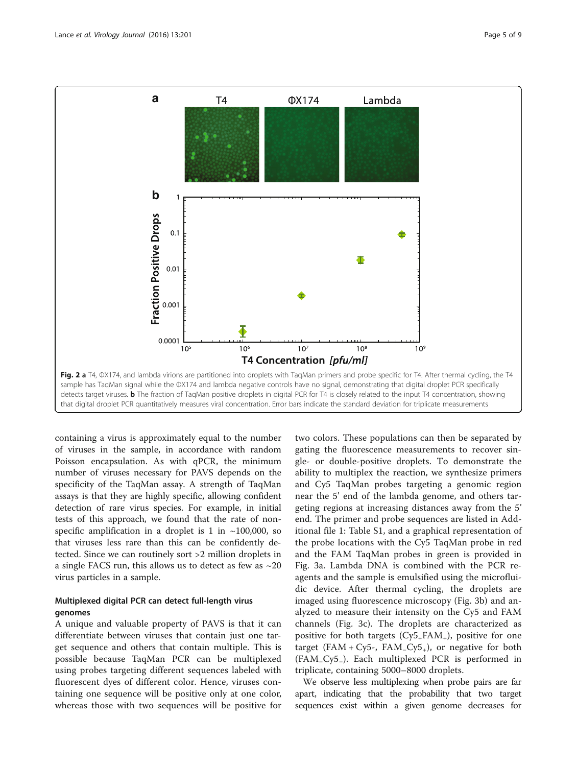**Fig. 2 a** T4, ΦX174, and lambda virions are partitioned into droplets with TaqMan primers and probe specific for T4. After thermal cycling, the T4 sample has TaqMan signal while the ΦX174 and lambda negative controls have no signal, demonstrating that digital droplet PCR specifically detects target viruses. **b** The fraction of TaqMan positive droplets in digital PCR for T4 is closely related to the input T4 concentration, showing that digital droplet PCR quantitatively measures viral concentration. Error bars indicate the standard deviation for triplicate measurements

containing a virus is approximately equal to the number of viruses in the sample, in accordance with random Poisson encapsulation. As with qPCR, the minimum number of viruses necessary for PAVS depends on the specificity of the TaqMan assay. A strength of TaqMan assays is that they are highly specific, allowing confident detection of rare virus species. For example, in initial tests of this approach, we found that the rate of non-specific amplification in a droplet is 1 in ~100,000, so that viruses less rare than this can be confidently detected. Since we can routinely sort >2 million droplets in a single FACS run, this allows us to detect as few as ~20 virus particles in a sample.

### Multiplexed digital PCR can detect full-length virus genomes

A unique and valuable property of PAVS is that it can differentiate between viruses that contain just one target sequence and others that contain multiple. This is possible because TaqMan PCR can be multiplexed using probes targeting different sequences labeled with fluorescent dyes of different color. Hence, viruses containing one sequence will be positive only at one color, whereas those with two sequences will be positive for two colors. These populations can then be separated by gating the fluorescence measurements to recover single- or double-positive droplets. To demonstrate the ability to multiplex the reaction, we synthesize primers and Cy5 TaqMan probes targeting a genomic region near the 5' end of the lambda genome, and others targeting regions at increasing distances away from the 5' end. The primer and probe sequences are listed in Additional file 1: Table S1, and a graphical representation of the probe locations with the Cy5 TaqMan probe in red and the FAM TaqMan probes in green is provided in Fig. 3a. Lambda DNA is combined with the PCR reagents and the sample is emulsified using the microfluidic device. After thermal cycling, the droplets are imaged using fluorescence microscopy (Fig. 3b) and analyzed to measure their intensity on the Cy5 and FAM channels (Fig. 3c). The droplets are characterized as positive for both targets ($Cy5_+FAM_+$), positive for one target (FAM + Cy5-, $FAM_-Cy5_+$), or negative for both ($FAM_-Cy5_-$). Each multiplexed PCR is performed in triplicate, containing 5000–8000 droplets.

We observe less multiplexing when probe pairs are far apart, indicating that the probability that two target sequences exist within a given genome decreases for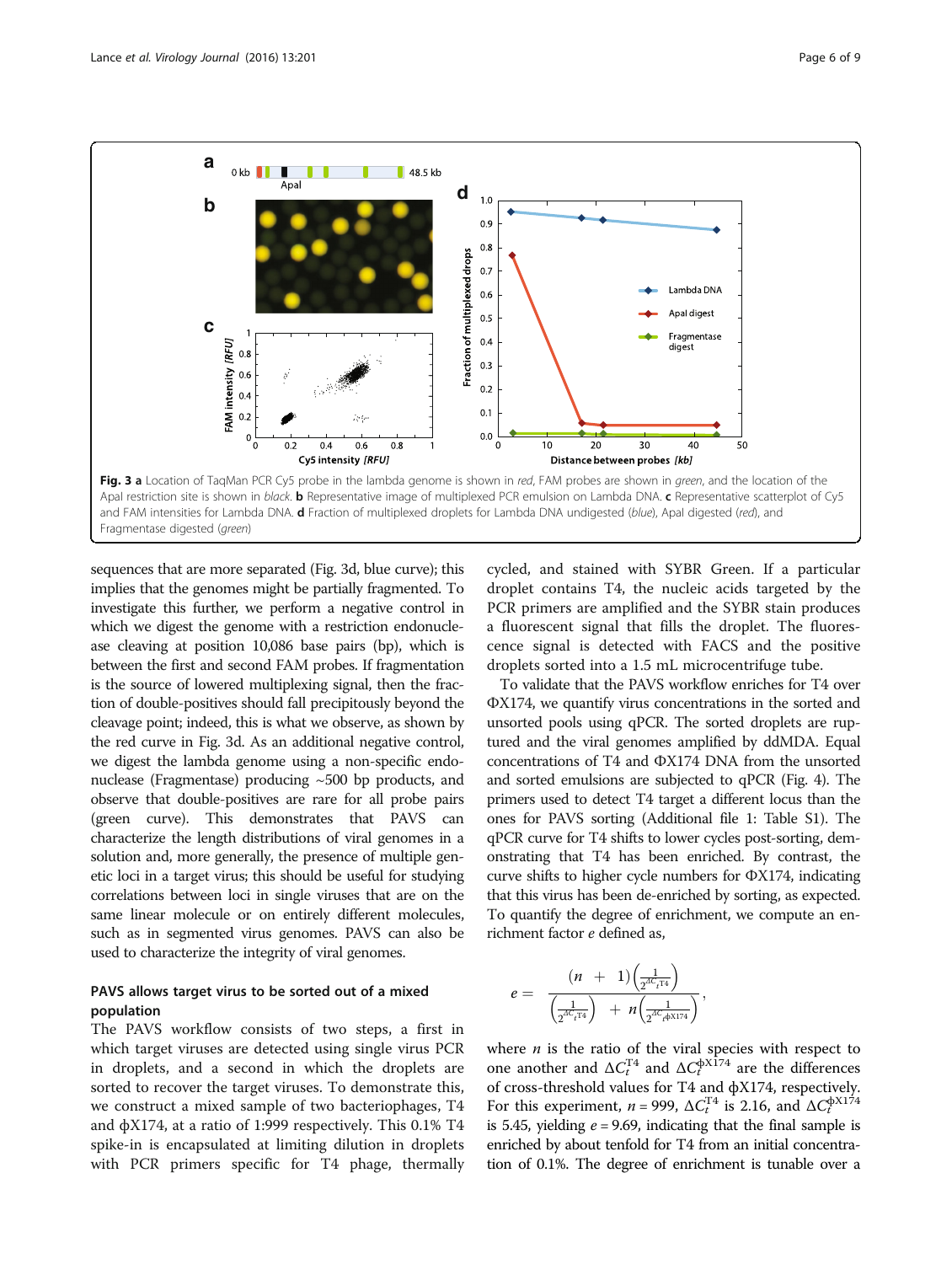Fig. 3 **a** Location of TaqMan PCR Cy5 probe in the lambda genome is shown in *red*, FAM probes are shown in *green*, and the location of the ApaI restriction site is shown in *black*. **b** Representative image of multiplexed PCR emulsion on Lambda DNA. **c** Representative scatterplot of Cy5 and FAM intensities for Lambda DNA. **d** Fraction of multiplexed droplets for Lambda DNA undigested (*blue*), ApaI digested (*red*), and Fragmentase digested (*green*)

sequences that are more separated (Fig. 3d, blue curve); this implies that the genomes might be partially fragmented. To investigate this further, we perform a negative control in which we digest the genome with a restriction endonuclease cleaving at position 10,086 base pairs (bp), which is between the first and second FAM probes. If fragmentation is the source of lowered multiplexing signal, then the fraction of double-positives should fall precipitously beyond the cleavage point; indeed, this is what we observe, as shown by the red curve in Fig. 3d. As an additional negative control, we digest the lambda genome using a non-specific endonuclease (Fragmentase) producing ~500 bp products, and observe that double-positives are rare for all probe pairs (green curve). This demonstrates that PAVS can characterize the length distributions of viral genomes in a solution and, more generally, the presence of multiple genetic loci in a target virus; this should be useful for studying correlations between loci in single viruses that are on the same linear molecule or on entirely different molecules, such as in segmented virus genomes. PAVS can also be used to characterize the integrity of viral genomes.

### PAVS allows target virus to be sorted out of a mixed population

The PAVS workflow consists of two steps, a first in which target viruses are detected using single virus PCR in droplets, and a second in which the droplets are sorted to recover the target viruses. To demonstrate this, we construct a mixed sample of two bacteriophages, T4 and ϕX174, at a ratio of 1:999 respectively. This 0.1% T4 spike-in is encapsulated at limiting dilution in droplets with PCR primers specific for T4 phage, thermally cycled, and stained with SYBR Green. If a particular droplet contains T4, the nucleic acids targeted by the PCR primers are amplified and the SYBR stain produces a fluorescent signal that fills the droplet. The fluorescence signal is detected with FACS and the positive droplets sorted into a 1.5 mL microcentrifuge tube.

To validate that the PAVS workflow enriches for T4 over ΦX174, we quantify virus concentrations in the sorted and unsorted pools using qPCR. The sorted droplets are ruptured and the viral genomes amplified by ddMDA. Equal concentrations of T4 and ΦX174 DNA from the unsorted and sorted emulsions are subjected to qPCR (Fig. 4). The primers used to detect T4 target a different locus than the ones for PAVS sorting (Additional file 1: Table S1). The qPCR curve for T4 shifts to lower cycles post-sorting, demonstrating that T4 has been enriched. By contrast, the curve shifts to higher cycle numbers for ΦX174, indicating that this virus has been de-enriched by sorting, as expected. To quantify the degree of enrichment, we compute an enrichment factor $e$ defined as,

$$e = \frac{(n + 1)\left(\frac{1}{2^{\Delta C_t^{T4}}}\right)}{\left(\frac{1}{2^{\Delta C_t^{T4}}}\right) + n\left(\frac{1}{2^{\Delta C_t^{\phi X174}}}\right)},$$

where $n$ is the ratio of the viral species with respect to one another and $\Delta C_t^{T4}$ and $\Delta C_t^{\phi X174}$ are the differences of cross-threshold values for T4 and ϕX174, respectively. For this experiment, $n = 999$, $\Delta C_t^{T4}$ is 2.16, and $\Delta C_t^{\phi X174}$ is 5.45, yielding $e = 9.69$, indicating that the final sample is enriched by about tenfold for T4 from an initial concentration of 0.1%. The degree of enrichment is tunable over a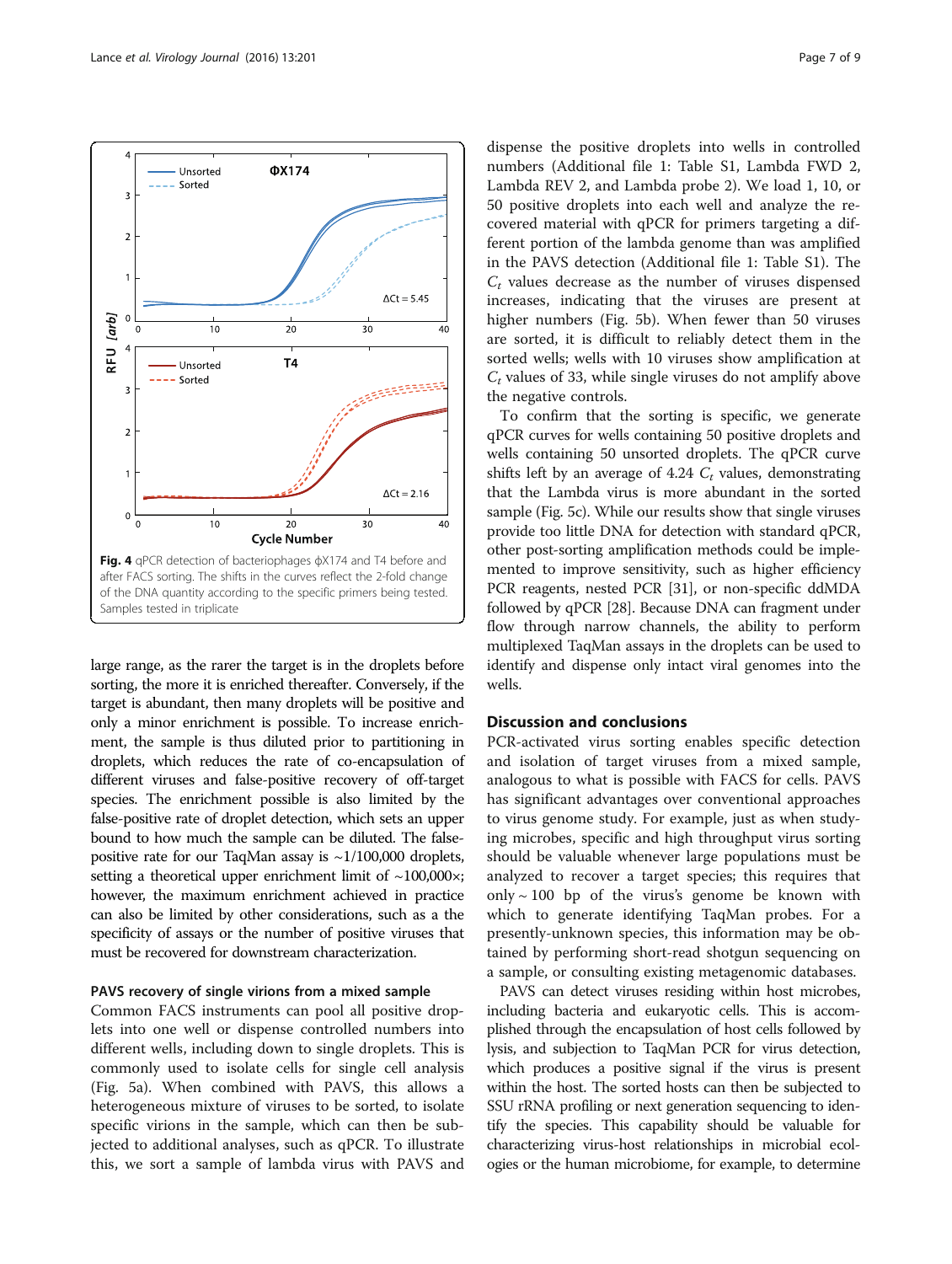large range, as the rarer the target is in the droplets before sorting, the more it is enriched thereafter. Conversely, if the target is abundant, then many droplets will be positive and only a minor enrichment is possible. To increase enrichment, the sample is thus diluted prior to partitioning in droplets, which reduces the rate of co-encapsulation of different viruses and false-positive recovery of off-target species. The enrichment possible is also limited by the false-positive rate of droplet detection, which sets an upper bound to how much the sample can be diluted. The false-positive rate for our TaqMan assay is ~1/100,000 droplets, setting a theoretical upper enrichment limit of ~100,000×; however, the maximum enrichment achieved in practice can also be limited by other considerations, such as a the specificity of assays or the number of positive viruses that must be recovered for downstream characterization.

### PAVS recovery of single virions from a mixed sample

Common FACS instruments can pool all positive droplets into one well or dispense controlled numbers into different wells, including down to single droplets. This is commonly used to isolate cells for single cell analysis (Fig. 5a). When combined with PAVS, this allows a heterogeneous mixture of viruses to be sorted, to isolate specific virions in the sample, which can then be subjected to additional analyses, such as qPCR. To illustrate this, we sort a sample of lambda virus with PAVS and dispense the positive droplets into wells in controlled numbers (Additional file 1: Table S1, Lambda FWD 2, Lambda REV 2, and Lambda probe 2). We load 1, 10, or 50 positive droplets into each well and analyze the recovered material with qPCR for primers targeting a different portion of the lambda genome than was amplified in the PAVS detection (Additional file 1: Table S1). The $C_t$ values decrease as the number of viruses dispensed increases, indicating that the viruses are present at higher numbers (Fig. 5b). When fewer than 50 viruses are sorted, it is difficult to reliably detect them in the sorted wells; wells with 10 viruses show amplification at $C_t$ values of 33, while single viruses do not amplify above the negative controls.

To confirm that the sorting is specific, we generate qPCR curves for wells containing 50 positive droplets and wells containing 50 unsorted droplets. The qPCR curve shifts left by an average of 4.24 $C_t$ values, demonstrating that the Lambda virus is more abundant in the sorted sample (Fig. 5c). While our results show that single viruses provide too little DNA for detection with standard qPCR, other post-sorting amplification methods could be implemented to improve sensitivity, such as higher efficiency PCR reagents, nested PCR [31], or non-specific ddMDA followed by qPCR [28]. Because DNA can fragment under flow through narrow channels, the ability to perform multiplexed TaqMan assays in the droplets can be used to identify and dispense only intact viral genomes into the wells.

**Fig. 4** qPCR detection of bacteriophages ϕX174 and T4 before and after FACS sorting. The shifts in the curves reflect the 2-fold change of the DNA quantity according to the specific primers being tested. Samples tested in triplicate

## Discussion and conclusions

PCR-activated virus sorting enables specific detection and isolation of target viruses from a mixed sample, analogous to what is possible with FACS for cells. PAVS has significant advantages over conventional approaches to virus genome study. For example, just as when studying microbes, specific and high throughput virus sorting should be valuable whenever large populations must be analyzed to recover a target species; this requires that only ~ 100 bp of the virus's genome be known with which to generate identifying TaqMan probes. For a presently-unknown species, this information may be obtained by performing short-read shotgun sequencing on a sample, or consulting existing metagenomic databases.

PAVS can detect viruses residing within host microbes, including bacteria and eukaryotic cells. This is accomplished through the encapsulation of host cells followed by lysis, and subjection to TaqMan PCR for virus detection, which produces a positive signal if the virus is present within the host. The sorted hosts can then be subjected to SSU rRNA profiling or next generation sequencing to identify the species. This capability should be valuable for characterizing virus-host relationships in microbial ecologies or the human microbiome, for example, to determine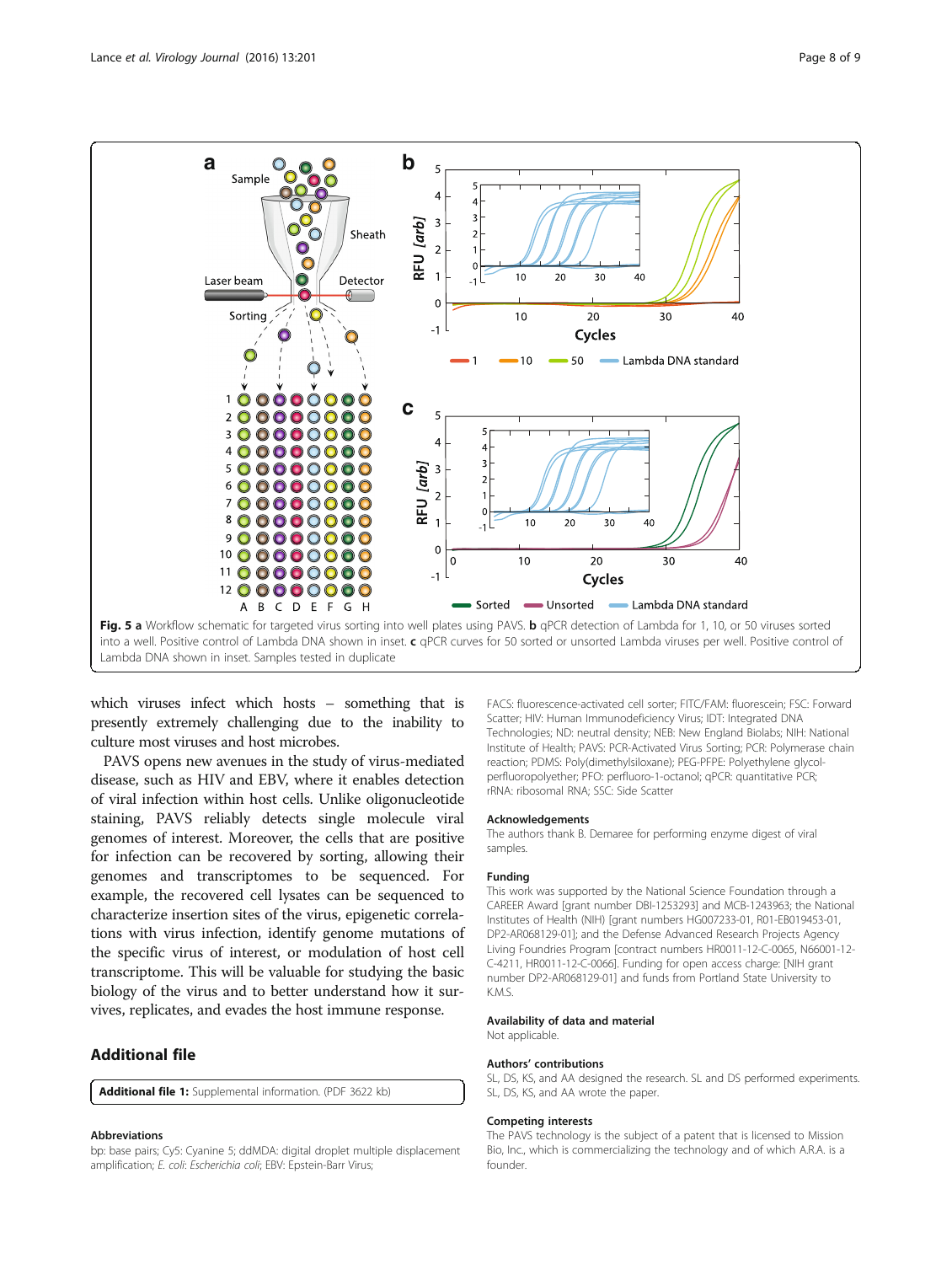Fig. 5 **a** Workflow schematic for targeted virus sorting into well plates using PAVS. **b** qPCR detection of Lambda for 1, 10, or 50 viruses sorted into a well. Positive control of Lambda DNA shown in inset. **c** qPCR curves for 50 sorted or unsorted Lambda viruses per well. Positive control of Lambda DNA shown in inset. Samples tested in duplicate

which viruses infect which hosts – something that is presently extremely challenging due to the inability to culture most viruses and host microbes.

PAVS opens new avenues in the study of virus-mediated disease, such as HIV and EBV, where it enables detection of viral infection within host cells. Unlike oligonucleotide staining, PAVS reliably detects single molecule viral genomes of interest. Moreover, the cells that are positive for infection can be recovered by sorting, allowing their genomes and transcriptomes to be sequenced. For example, the recovered cell lysates can be sequenced to characterize insertion sites of the virus, epigenetic correlations with virus infection, identify genome mutations of the specific virus of interest, or modulation of host cell transcriptome. This will be valuable for studying the basic biology of the virus and to better understand how it survives, replicates, and evades the host immune response.

## Additional file

**Additional file 1:** Supplemental information. (PDF 3622 kb)

### Abbreviations

bp: base pairs; Cy5: Cyanine 5; ddMDA: digital droplet multiple displacement amplification; *E. coli*: *Escherichia coli*; EBV: Epstein-Barr Virus; FACS: fluorescence-activated cell sorter; FITC/FAM: fluorescein; FSC: Forward Scatter; HIV: Human Immunodeficiency Virus; IDT: Integrated DNA Technologies; ND: neutral density; NEB: New England Biolabs; NIH: National Institute of Health; PAVS: PCR-Activated Virus Sorting; PCR: Polymerase chain reaction; PDMS: Poly(dimethylsiloxane); PEG-PFPE: Polyethylene glycol-perfluoropolyether; PFO: perfluoro-1-octanol; qPCR: quantitative PCR; rRNA: ribosomal RNA; SSC: Side Scatter

### Acknowledgements

The authors thank B. Demaree for performing enzyme digest of viral samples.

### Funding

This work was supported by the National Science Foundation through a CAREER Award [grant number DBI-1253293] and MCB-1243963; the National Institutes of Health (NIH) [grant numbers HG007233-01, R01-EB019453-01, DP2-AR068129-01]; and the Defense Advanced Research Projects Agency Living Foundries Program [contract numbers HR0011-12-C-0065, N66001-12-C-4211, HR0011-12-C-0066]. Funding for open access charge: [NIH grant number DP2-AR068129-01] and funds from Portland State University to K.M.S.

### Availability of data and material

Not applicable.

### Authors' contributions

SL, DS, KS, and AA designed the research. SL and DS performed experiments. SL, DS, KS, and AA wrote the paper.

### Competing interests

The PAVS technology is the subject of a patent that is licensed to Mission Bio, Inc., which is commercializing the technology and of which A.R.A. is a founder.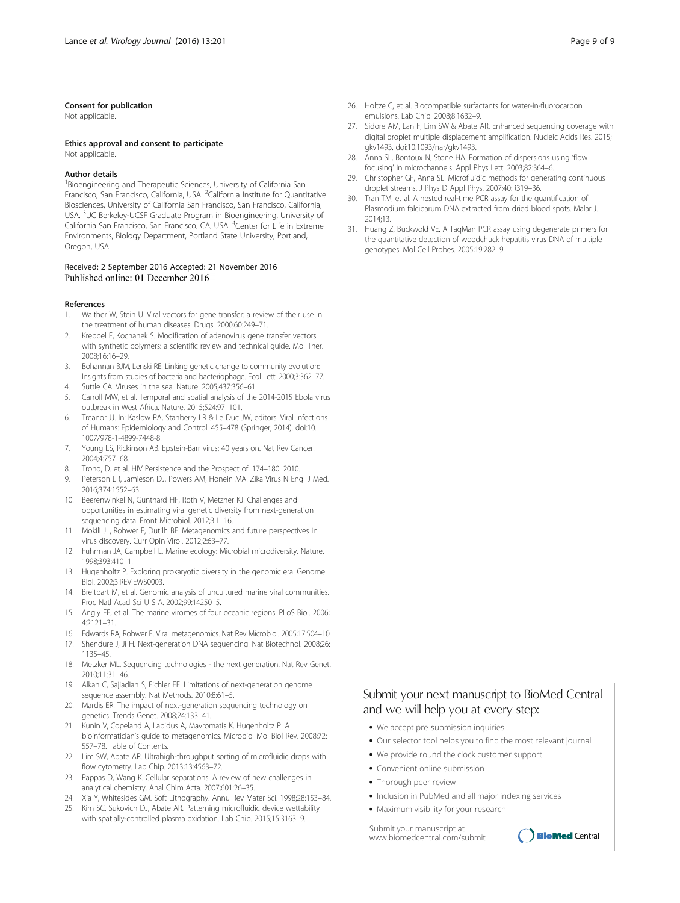#### Consent for publication
Not applicable.

#### Ethics approval and consent to participate
Not applicable.

#### Author details
[1]Bioengineering and Therapeutic Sciences, University of California San Francisco, San Francisco, California, USA. [2]California Institute for Quantitative Biosciences, University of California San Francisco, San Francisco, California, USA. [3]UC Berkeley-UCSF Graduate Program in Bioengineering, University of California San Francisco, San Francisco, CA, USA. [4]Center for Life in Extreme Environments, Biology Department, Portland State University, Portland, Oregon, USA.

Received: 2 September 2016 Accepted: 21 November 2016
Published online: 01 December 2016

#### References

1. Walther W, Stein U. Viral vectors for gene transfer: a review of their use in the treatment of human diseases. Drugs. 2000;60:249–71.
2. Kreppel F, Kochanek S. Modification of adenovirus gene transfer vectors with synthetic polymers: a scientific review and technical guide. Mol Ther. 2008;16:16–29.
3. Bohannan BJM, Lenski RE. Linking genetic change to community evolution: Insights from studies of bacteria and bacteriophage. Ecol Lett. 2000;3:362–77.
4. Suttle CA. Viruses in the sea. Nature. 2005;437:356–61.
5. Carroll MW, et al. Temporal and spatial analysis of the 2014-2015 Ebola virus outbreak in West Africa. Nature. 2015;524:97–101.
6. Treanor JJ. In: Kaslow RA, Stanberry LR & Le Duc JW, editors. Viral Infections of Humans: Epidemiology and Control. 455–478 (Springer, 2014). doi:10.1007/978-1-4899-7448-8.
7. Young LS, Rickinson AB. Epstein-Barr virus: 40 years on. Nat Rev Cancer. 2004;4:757–68.
8. Trono, D. et al. HIV Persistence and the Prospect of. 174–180. 2010.
9. Peterson LR, Jamieson DJ, Powers AM, Honein MA. Zika Virus N Engl J Med. 2016;374:1552–63.
10. Beerenwinkel N, Gunthard HF, Roth V, Metzner KJ. Challenges and opportunities in estimating viral genetic diversity from next-generation sequencing data. Front Microbiol. 2012;3:1–16.
11. Mokili JL, Rohwer F, Dutilh BE. Metagenomics and future perspectives in virus discovery. Curr Opin Virol. 2012;2:63–77.
12. Fuhrman JA, Campbell L. Marine ecology: Microbial microdiversity. Nature. 1998;393:410–1.
13. Hugenholtz P. Exploring prokaryotic diversity in the genomic era. Genome Biol. 2002;3:REVIEWS0003.
14. Breitbart M, et al. Genomic analysis of uncultured marine viral communities. Proc Natl Acad Sci U S A. 2002;99:14250–5.
15. Angly FE, et al. The marine viromes of four oceanic regions. PLoS Biol. 2006;4:2121–31.
16. Edwards RA, Rohwer F. Viral metagenomics. Nat Rev Microbiol. 2005;17:504–10.
17. Shendure J, Ji H. Next-generation DNA sequencing. Nat Biotechnol. 2008;26:1135–45.
18. Metzker ML. Sequencing technologies - the next generation. Nat Rev Genet. 2010;11:31–46.
19. Alkan C, Sajjadian S, Eichler EE. Limitations of next-generation genome sequence assembly. Nat Methods. 2010;8:61–5.
20. Mardis ER. The impact of next-generation sequencing technology on genetics. Trends Genet. 2008;24:133–41.
21. Kunin V, Copeland A, Lapidus A, Mavromatis K, Hugenholtz P. A bioinformatician's guide to metagenomics. Microbiol Mol Biol Rev. 2008;72: 557–78. Table of Contents.
22. Lim SW, Abate AR. Ultrahigh-throughput sorting of microfluidic drops with flow cytometry. Lab Chip. 2013;13:4563–72.
23. Pappas D, Wang K. Cellular separations: A review of new challenges in analytical chemistry. Anal Chim Acta. 2007;601:26–35.
24. Xia Y, Whitesides GM. Soft Lithography. Annu Rev Mater Sci. 1998;28:153–84.
25. Kim SC, Sukovich DJ, Abate AR. Patterning microfluidic device wettability with spatially-controlled plasma oxidation. Lab Chip. 2015;15:3163–9.
26. Holtze C, et al. Biocompatible surfactants for water-in-fluorocarbon emulsions. Lab Chip. 2008;8:1632–9.
27. Sidore AM, Lan F, Lim SW & Abate AR. Enhanced sequencing coverage with digital droplet multiple displacement amplification. Nucleic Acids Res. 2015; gkv1493. doi:10.1093/nar/gkv1493.
28. Anna SL, Bontoux N, Stone HA. Formation of dispersions using 'flow focusing' in microchannels. Appl Phys Lett. 2003;82:364–6.
29. Christopher GF, Anna SL. Microfluidic methods for generating continuous droplet streams. J Phys D Appl Phys. 2007;40:R319–36.
30. Tran TM, et al. A nested real-time PCR assay for the quantification of Plasmodium falciparum DNA extracted from dried blood spots. Malar J. 2014;13.
31. Huang Z, Buckwold VE. A TaqMan PCR assay using degenerate primers for the quantitative detection of woodchuck hepatitis virus DNA of multiple genotypes. Mol Cell Probes. 2005;19:282–9.

Submit your next manuscript to BioMed Central and we will help you at every step:

- We accept pre-submission inquiries
- Our selector tool helps you to find the most relevant journal
- We provide round the clock customer support
- Convenient online submission
- Thorough peer review
- Inclusion in PubMed and all major indexing services
- Maximum visibility for your research

Submit your manuscript at www.biomedcentral.com/submit

BioMed Central